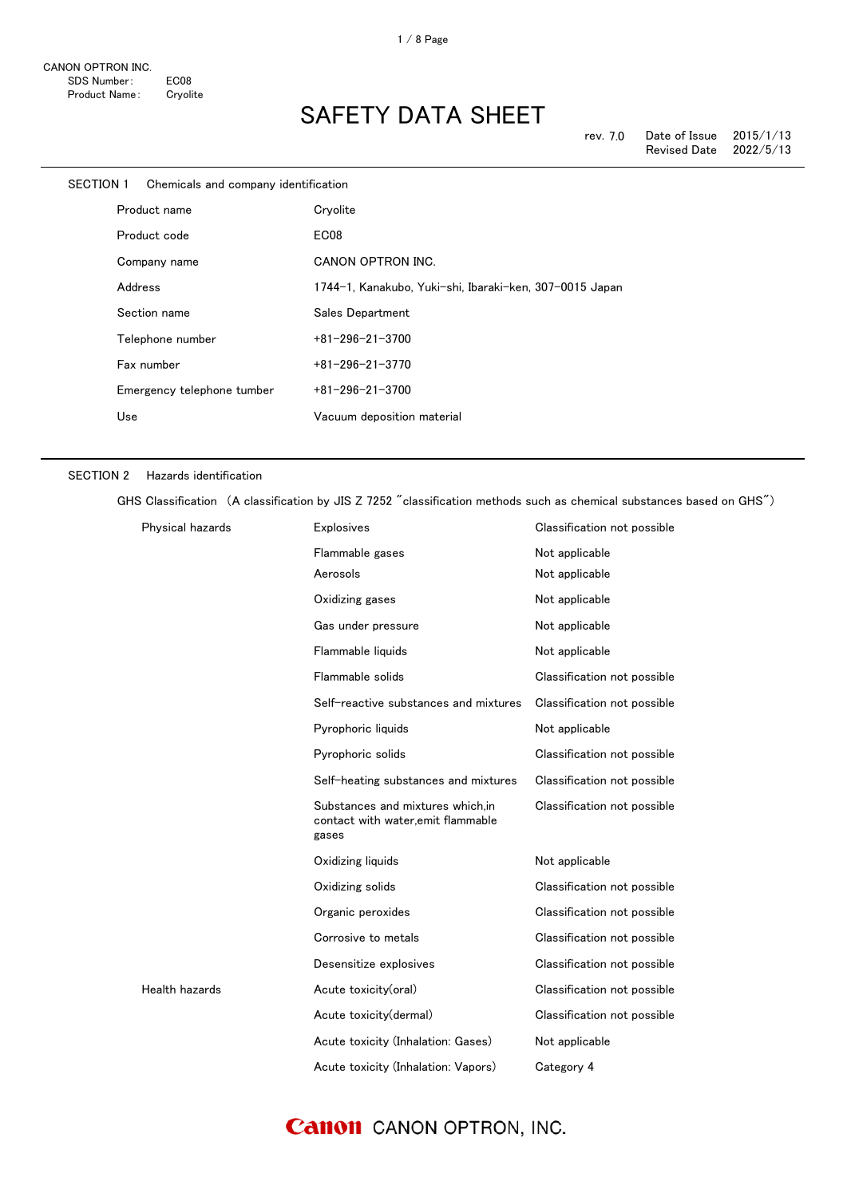CANON OPTRON INC.
SDS Number: EC08
Product Name: Cryolite

# SAFETY DATA SHEET

rev. 7.0 Date of Issue 2015/1/13
Revised Date 2022/5/13

## SECTION 1 Chemicals and company identification

| | |
|---|---|
| Product name | Cryolite |
| Product code | EC08 |
| Company name | CANON OPTRON INC. |
| Address | 1744-1, Kanakubo, Yuki-shi, Ibaraki-ken, 307-0015 Japan |
| Section name | Sales Department |
| Telephone number | +81-296-21-3700 |
| Fax number | +81-296-21-3770 |
| Emergency telephone tumber | +81-296-21-3700 |
| Use | Vacuum deposition material |

## SECTION 2 Hazards identification

GHS Classification (A classification by JIS Z 7252 "classification methods such as chemical substances based on GHS")

| | | |
|---|---|---|
| Physical hazards | Explosives | Classification not possible |
| | Flammable gases | Not applicable |
| | Aerosols | Not applicable |
| | Oxidizing gases | Not applicable |
| | Gas under pressure | Not applicable |
| | Flammable liquids | Not applicable |
| | Flammable solids | Classification not possible |
| | Self-reactive substances and mixtures | Classification not possible |
| | Pyrophoric liquids | Not applicable |
| | Pyrophoric solids | Classification not possible |
| | Self-heating substances and mixtures | Classification not possible |
| | Substances and mixtures which,in contact with water,emit flammable gases | Classification not possible |
| | Oxidizing liquids | Not applicable |
| | Oxidizing solids | Classification not possible |
| | Organic peroxides | Classification not possible |
| | Corrosive to metals | Classification not possible |
| | Desensitize explosives | Classification not possible |
| Health hazards | Acute toxicity(oral) | Classification not possible |
| | Acute toxicity(dermal) | Classification not possible |
| | Acute toxicity (Inhalation: Gases) | Not applicable |
| | Acute toxicity (Inhalation: Vapors) | Category 4 |

Canon CANON OPTRON, INC.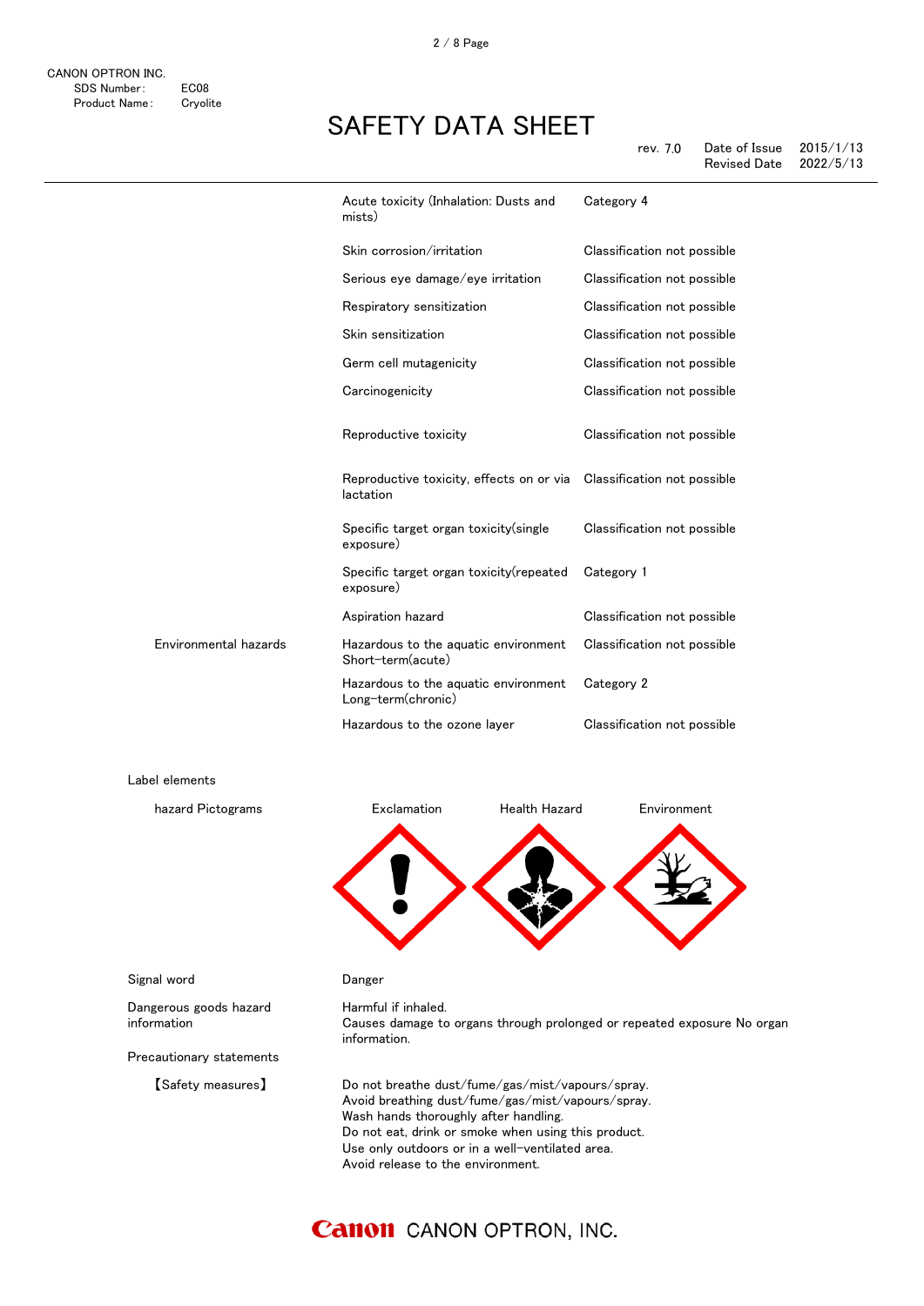| | | |
|---|---|---|
| | Acute toxicity (Inhalation: Dusts and mists) | Category 4 |
| | Skin corrosion/irritation | Classification not possible |
| | Serious eye damage/eye irritation | Classification not possible |
| | Respiratory sensitization | Classification not possible |
| | Skin sensitization | Classification not possible |
| | Germ cell mutagenicity | Classification not possible |
| | Carcinogenicity | Classification not possible |
| | Reproductive toxicity | Classification not possible |
| | Reproductive toxicity, effects on or via lactation | Classification not possible |
| | Specific target organ toxicity(single exposure) | Classification not possible |
| | Specific target organ toxicity(repeated exposure) | Category 1 |
| | Aspiration hazard | Classification not possible |
| Environmental hazards | Hazardous to the aquatic environment Short-term(acute) | Classification not possible |
| | Hazardous to the aquatic environment Long-term(chronic) | Category 2 |
| | Hazardous to the ozone layer | Classification not possible |

Label elements

hazard Pictograms: Exclamation, Health Hazard, Environment

Signal word: Danger

Dangerous goods hazard information:
Harmful if inhaled.
Causes damage to organs through prolonged or repeated exposure No organ information.

Precautionary statements

【Safety measures】
Do not breathe dust/fume/gas/mist/vapours/spray.
Avoid breathing dust/fume/gas/mist/vapours/spray.
Wash hands thoroughly after handling.
Do not eat, drink or smoke when using this product.
Use only outdoors or in a well-ventilated area.
Avoid release to the environment.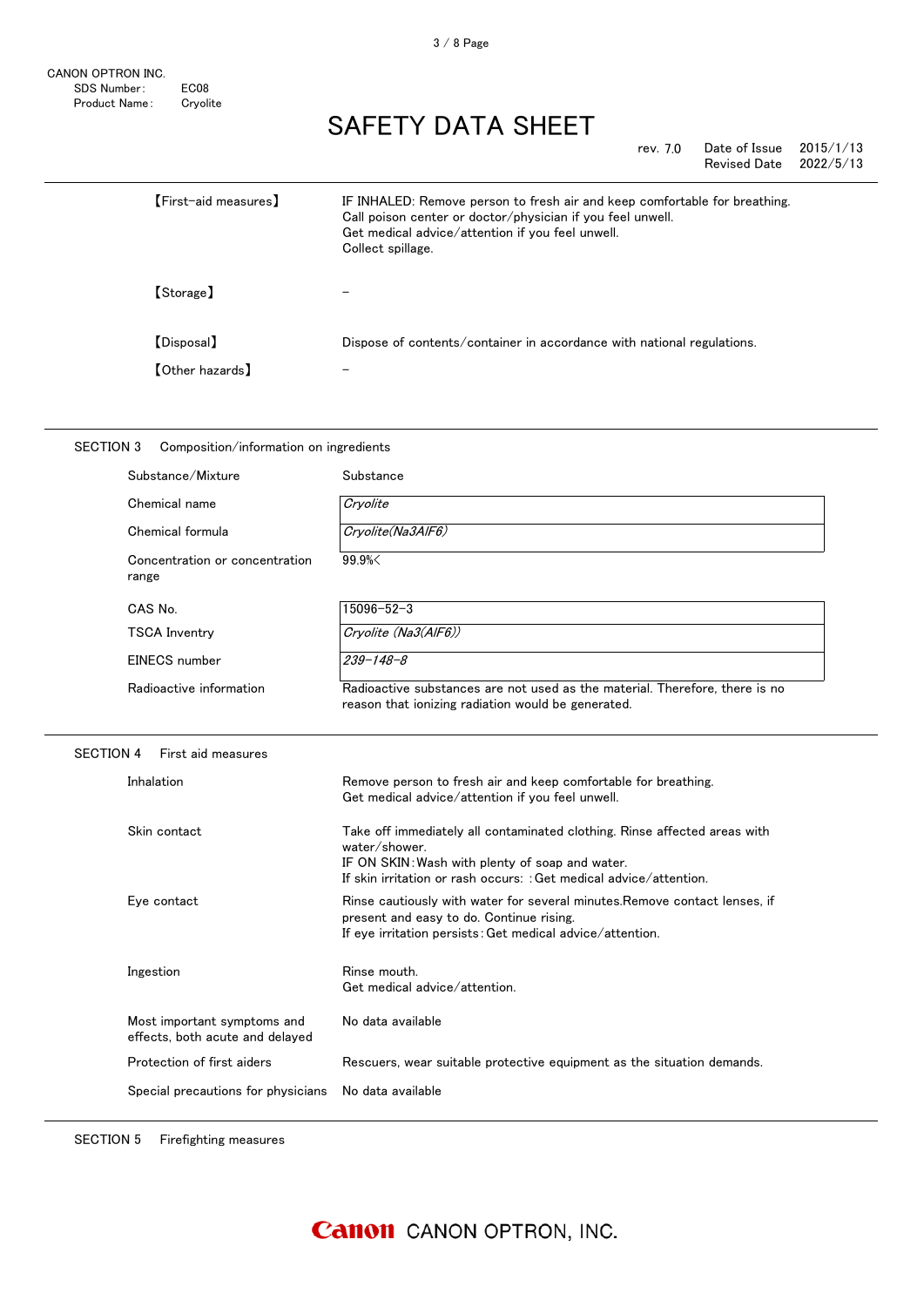| | |
|---|---|
| 【First-aid measures】 | IF INHALED: Remove person to fresh air and keep comfortable for breathing.<br>Call poison center or doctor/physician if you feel unwell.<br>Get medical advice/attention if you feel unwell.<br>Collect spillage. |
| 【Storage】 | － |
| 【Disposal】 | Dispose of contents/container in accordance with national regulations. |
| 【Other hazards】 | － |

## SECTION 3 Composition/information on ingredients

| | |
|---|---|
| Substance/Mixture | Substance |
| Chemical name | *Cryolite* |
| Chemical formula | *Cryolite($Na_3AlF_6$)* |
| Concentration or concentration range | 99.9%< |
| CAS No. | 15096-52-3 |
| TSCA Inventry | *Cryolite ($Na_3(AlF_6)$)* |
| EINECS number | *239-148-8* |
| Radioactive information | Radioactive substances are not used as the material. Therefore, there is no reason that ionizing radiation would be generated. |

## SECTION 4 First aid measures

| | |
|---|---|
| Inhalation | Remove person to fresh air and keep comfortable for breathing.<br>Get medical advice/attention if you feel unwell. |
| Skin contact | Take off immediately all contaminated clothing. Rinse affected areas with water/shower.<br>IF ON SKIN：Wash with plenty of soap and water.<br>If skin irritation or rash occurs: ：Get medical advice/attention. |
| Eye contact | Rinse cautiously with water for several minutes.Remove contact lenses, if present and easy to do. Continue rising.<br>If eye irritation persists：Get medical advice/attention. |
| Ingestion | Rinse mouth.<br>Get medical advice/attention. |
| Most important symptoms and effects, both acute and delayed | No data available |
| Protection of first aiders | Rescuers, wear suitable protective equipment as the situation demands. |
| Special precautions for physicians | No data available |

## SECTION 5 Firefighting measures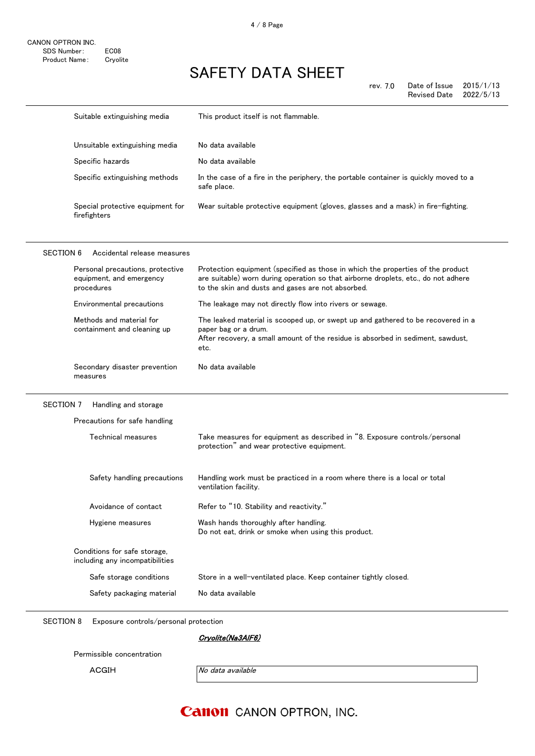| | |
|---|---|
| Suitable extinguishing media | This product itself is not flammable. |
| Unsuitable extinguishing media | No data available |
| Specific hazards | No data available |
| Specific extinguishing methods | In the case of a fire in the periphery, the portable container is quickly moved to a safe place. |
| Special protective equipment for firefighters | Wear suitable protective equipment (gloves, glasses and a mask) in fire-fighting. |

## SECTION 6 Accidental release measures

| | |
|---|---|
| Personal precautions, protective equipment, and emergency procedures | Protection equipment (specified as those in which the properties of the product are suitable) worn during operation so that airborne droplets, etc., do not adhere to the skin and dusts and gases are not absorbed. |
| Environmental precautions | The leakage may not directly flow into rivers or sewage. |
| Methods and material for containment and cleaning up | The leaked material is scooped up, or swept up and gathered to be recovered in a paper bag or a drum.<br>After recovery, a small amount of the residue is absorbed in sediment, sawdust, etc. |
| Secondary disaster prevention measures | No data available |

## SECTION 7 Handling and storage

Precautions for safe handling

| | |
|---|---|
| Technical measures | Take measures for equipment as described in "8. Exposure controls/personal protection" and wear protective equipment. |
| Safety handling precautions | Handling work must be practiced in a room where there is a local or total ventilation facility. |
| Avoidance of contact | Refer to "10. Stability and reactivity." |
| Hygiene measures | Wash hands thoroughly after handling.<br>Do not eat, drink or smoke when using this product. |

Conditions for safe storage, including any incompatibilities

| | |
|---|---|
| Safe storage conditions | Store in a well-ventilated place. Keep container tightly closed. |
| Safety packaging material | No data available |

## SECTION 8 Exposure controls/personal protection

***Cryolite($Na_3AlF_6$)***

Permissible concentration

| | |
|---|---|
| ACGIH | *No data available* |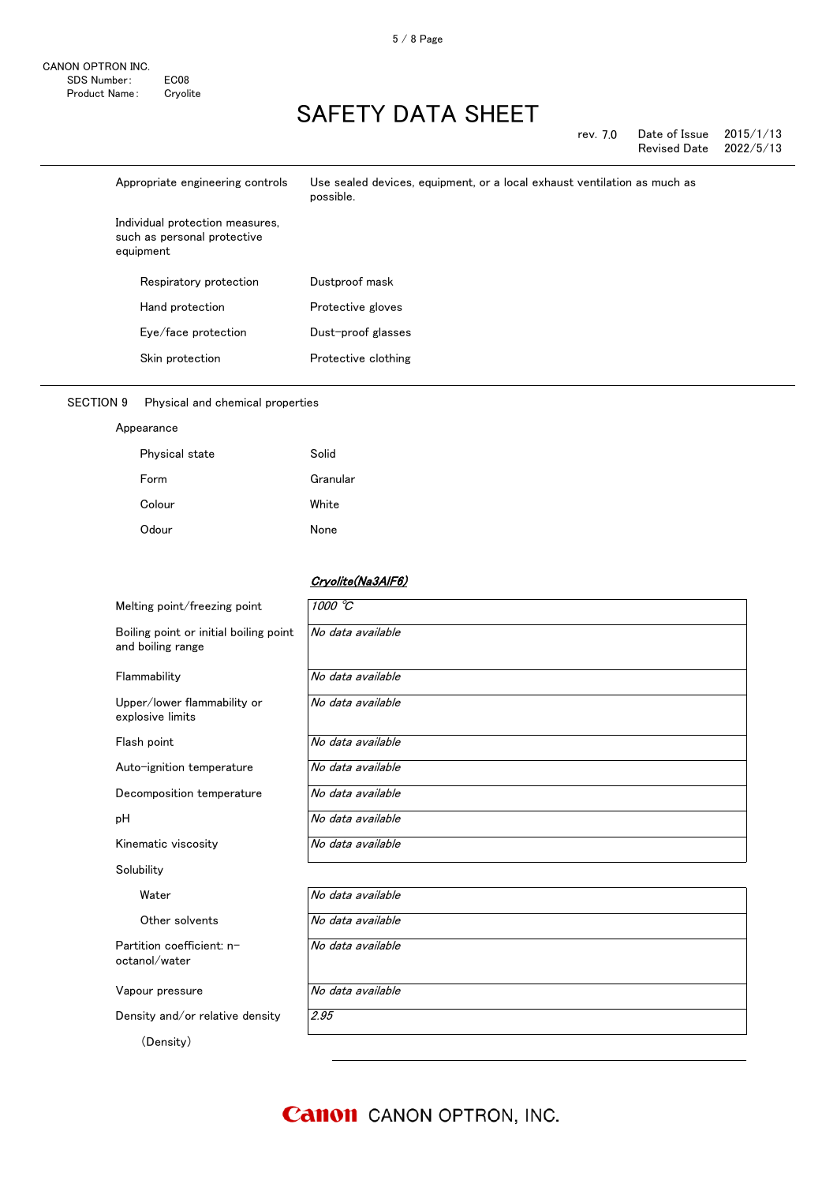| | |
|---|---|
| Appropriate engineering controls | Use sealed devices, equipment, or a local exhaust ventilation as much as possible. |
| Individual protection measures, such as personal protective equipment | |
| Respiratory protection | Dustproof mask |
| Hand protection | Protective gloves |
| Eye/face protection | Dust-proof glasses |
| Skin protection | Protective clothing |

## SECTION 9 Physical and chemical properties

Appearance

| | |
|---|---|
| Physical state | Solid |
| Form | Granular |
| Colour | White |
| Odour | None |

| | *Cryolite($Na_3AlF_6$)* |
|---|---|
| Melting point/freezing point | *1000 ℃* |
| Boiling point or initial boiling point and boiling range | *No data available* |
| Flammability | *No data available* |
| Upper/lower flammability or explosive limits | *No data available* |
| Flash point | *No data available* |
| Auto-ignition temperature | *No data available* |
| Decomposition temperature | *No data available* |
| pH | *No data available* |
| Kinematic viscosity | *No data available* |
| Solubility | |
| Water | *No data available* |
| Other solvents | *No data available* |
| Partition coefficient: n-octanol/water | *No data available* |
| Vapour pressure | *No data available* |
| Density and/or relative density (Density) | *2.95* |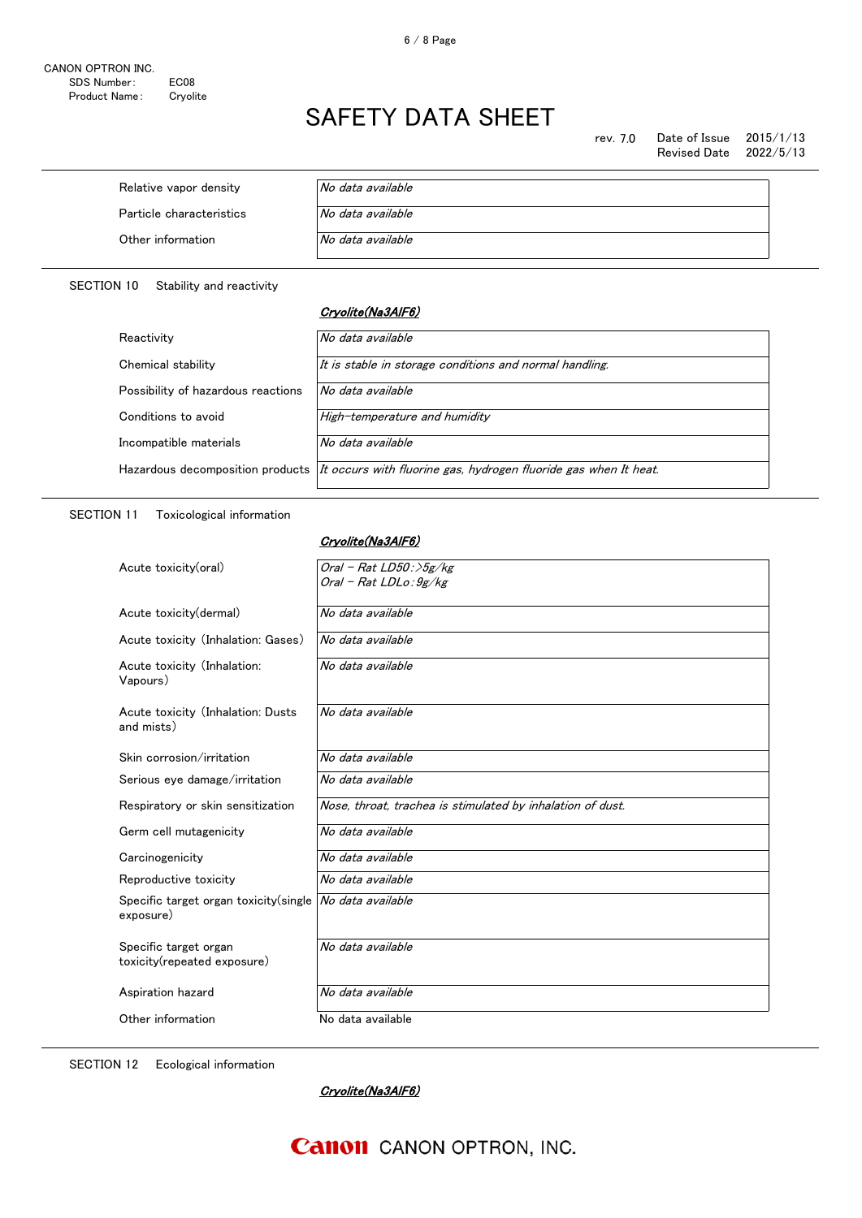| | |
|---|---|
| Relative vapor density | *No data available* |
| Particle characteristics | *No data available* |
| Other information | *No data available* |

SECTION 10　Stability and reactivity

***Cryolite($Na_3AlF_6$)***

| | |
|---|---|
| Reactivity | *No data available* |
| Chemical stability | *It is stable in storage conditions and normal handling.* |
| Possibility of hazardous reactions | *No data available* |
| Conditions to avoid | *High-temperature and humidity* |
| Incompatible materials | *No data available* |
| Hazardous decomposition products | *It occurs with fluorine gas, hydrogen fluoride gas when It heat.* |

SECTION 11　Toxicological information

***Cryolite($Na_3AlF_6$)***

| | |
|---|---|
| Acute toxicity(oral) | *Oral - Rat LD50:>5g/kg*<br>*Oral - Rat LDLo:9g/kg* |
| Acute toxicity(dermal) | *No data available* |
| Acute toxicity (Inhalation: Gases) | *No data available* |
| Acute toxicity (Inhalation: Vapours) | *No data available* |
| Acute toxicity (Inhalation: Dusts and mists) | *No data available* |
| Skin corrosion/irritation | *No data available* |
| Serious eye damage/irritation | *No data available* |
| Respiratory or skin sensitization | *Nose, throat, trachea is stimulated by inhalation of dust.* |
| Germ cell mutagenicity | *No data available* |
| Carcinogenicity | *No data available* |
| Reproductive toxicity | *No data available* |
| Specific target organ toxicity(single exposure) | *No data available* |
| Specific target organ toxicity(repeated exposure) | *No data available* |
| Aspiration hazard | *No data available* |
| Other information | No data available |

SECTION 12　Ecological information

***Cryolite($Na_3AlF_6$)***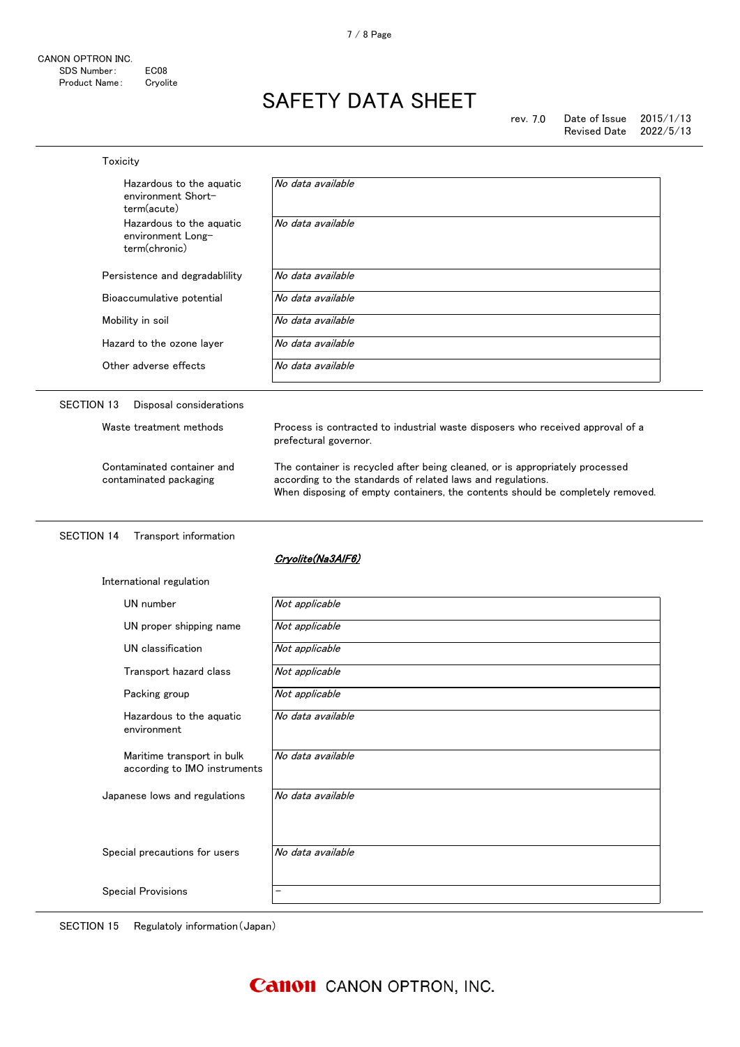Toxicity

| | |
|---|---|
| Hazardous to the aquatic environment Short-term(acute) | *No data available* |
| Hazardous to the aquatic environment Long-term(chronic) | *No data available* |
| Persistence and degradablility | *No data available* |
| Bioaccumulative potential | *No data available* |
| Mobility in soil | *No data available* |
| Hazard to the ozone layer | *No data available* |
| Other adverse effects | *No data available* |

## SECTION 13 Disposal considerations

| | |
|---|---|
| Waste treatment methods | Process is contracted to industrial waste disposers who received approval of a prefectural governor. |
| Contaminated container and contaminated packaging | The container is recycled after being cleaned, or is appropriately processed according to the standards of related laws and regulations. When disposing of empty containers, the contents should be completely removed. |

## SECTION 14 Transport information

***Cryolite(Na3AlF6)***

International regulation

| | |
|---|---|
| UN number | *Not applicable* |
| UN proper shipping name | *Not applicable* |
| UN classification | *Not applicable* |
| Transport hazard class | *Not applicable* |
| Packing group | *Not applicable* |
| Hazardous to the aquatic environment | *No data available* |
| Maritime transport in bulk according to IMO instruments | *No data available* |
| Japanese lows and regulations | *No data available* |
| Special precautions for users | *No data available* |
| Special Provisions | – |

## SECTION 15 Regulatoly information(Japan)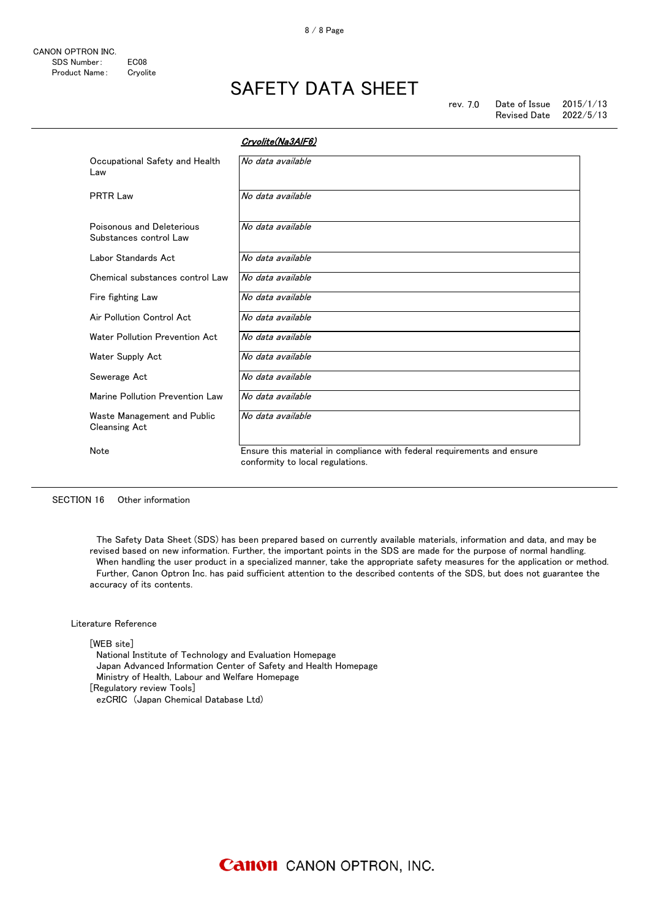| | *Cryolite(Na3AlF6)* |
|---|---|
| Occupational Safety and Health Law | *No data available* |
| PRTR Law | *No data available* |
| Poisonous and Deleterious Substances control Law | *No data available* |
| Labor Standards Act | *No data available* |
| Chemical substances control Law | *No data available* |
| Fire fighting Law | *No data available* |
| Air Pollution Control Act | *No data available* |
| Water Pollution Prevention Act | *No data available* |
| Water Supply Act | *No data available* |
| Sewerage Act | *No data available* |
| Marine Pollution Prevention Law | *No data available* |
| Waste Management and Public Cleansing Act | *No data available* |
| Note | Ensure this material in compliance with federal requirements and ensure conformity to local regulations. |

## SECTION 16 Other information

The Safety Data Sheet (SDS) has been prepared based on currently available materials, information and data, and may be revised based on new information. Further, the important points in the SDS are made for the purpose of normal handling.
When handling the user product in a specialized manner, take the appropriate safety measures for the application or method.
Further, Canon Optron Inc. has paid sufficient attention to the described contents of the SDS, but does not guarantee the accuracy of its contents.

### Literature Reference

[WEB site]
National Institute of Technology and Evaluation Homepage
Japan Advanced Information Center of Safety and Health Homepage
Ministry of Health, Labour and Welfare Homepage
[Regulatory review Tools]
ezCRIC（Japan Chemical Database Ltd）